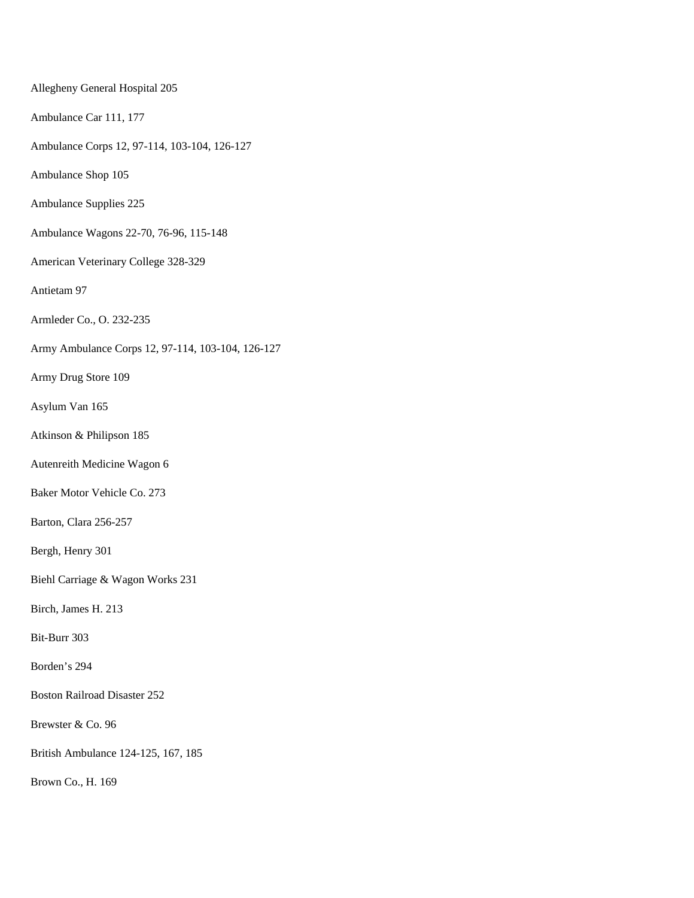Allegheny General Hospital 205

Ambulance Car 111, 177

Ambulance Corps 12, 97-114, 103-104, 126-127

Ambulance Shop 105

Ambulance Supplies 225

Ambulance Wagons 22-70, 76-96, 115-148

American Veterinary College 328-329

Antietam 97

Armleder Co., O. 232-235

Army Ambulance Corps 12, 97-114, 103-104, 126-127

Army Drug Store 109

Asylum Van 165

Atkinson & Philipson 185

Autenreith Medicine Wagon 6

Baker Motor Vehicle Co. 273

Barton, Clara 256-257

Bergh, Henry 301

Biehl Carriage & Wagon Works 231

Birch, James H. 213

Bit-Burr 303

Borden's 294

Boston Railroad Disaster 252

Brewster & Co. 96

British Ambulance 124-125, 167, 185

Brown Co., H. 169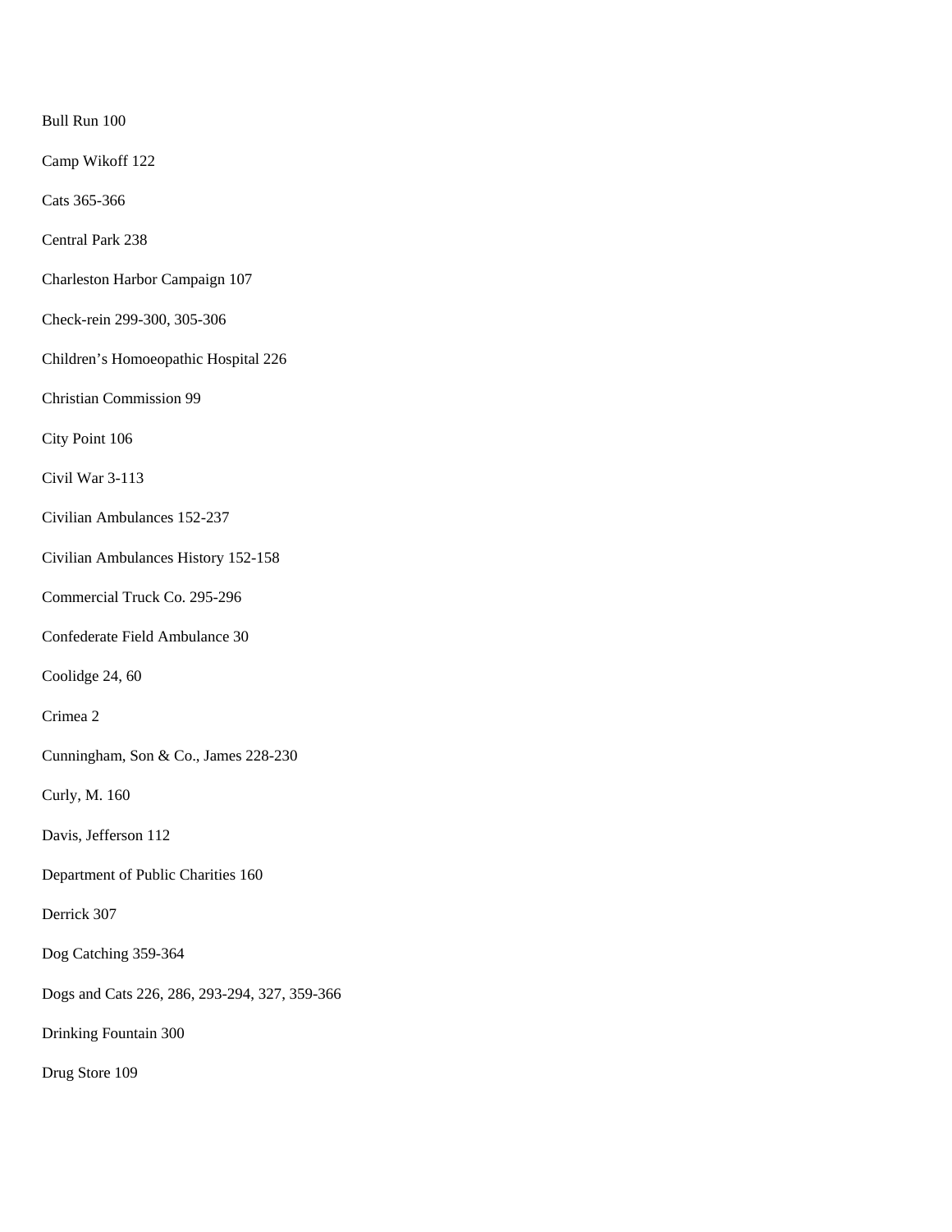Bull Run 100

Camp Wikoff 122

Cats 365-366

Central Park 238

Charleston Harbor Campaign 107

Check-rein 299-300, 305-306

Children’s Homoeopathic Hospital 226

Christian Commission 99

City Point 106

Civil War 3-113

Civilian Ambulances 152-237

Civilian Ambulances History 152-158

Commercial Truck Co. 295-296

Confederate Field Ambulance 30

Coolidge 24, 60

Crimea 2

Cunningham, Son & Co., James 228-230

Curly, M. 160

Davis, Jefferson 112

Department of Public Charities 160

Derrick 307

Dog Catching 359-364

Dogs and Cats 226, 286, 293-294, 327, 359-366

Drinking Fountain 300

Drug Store 109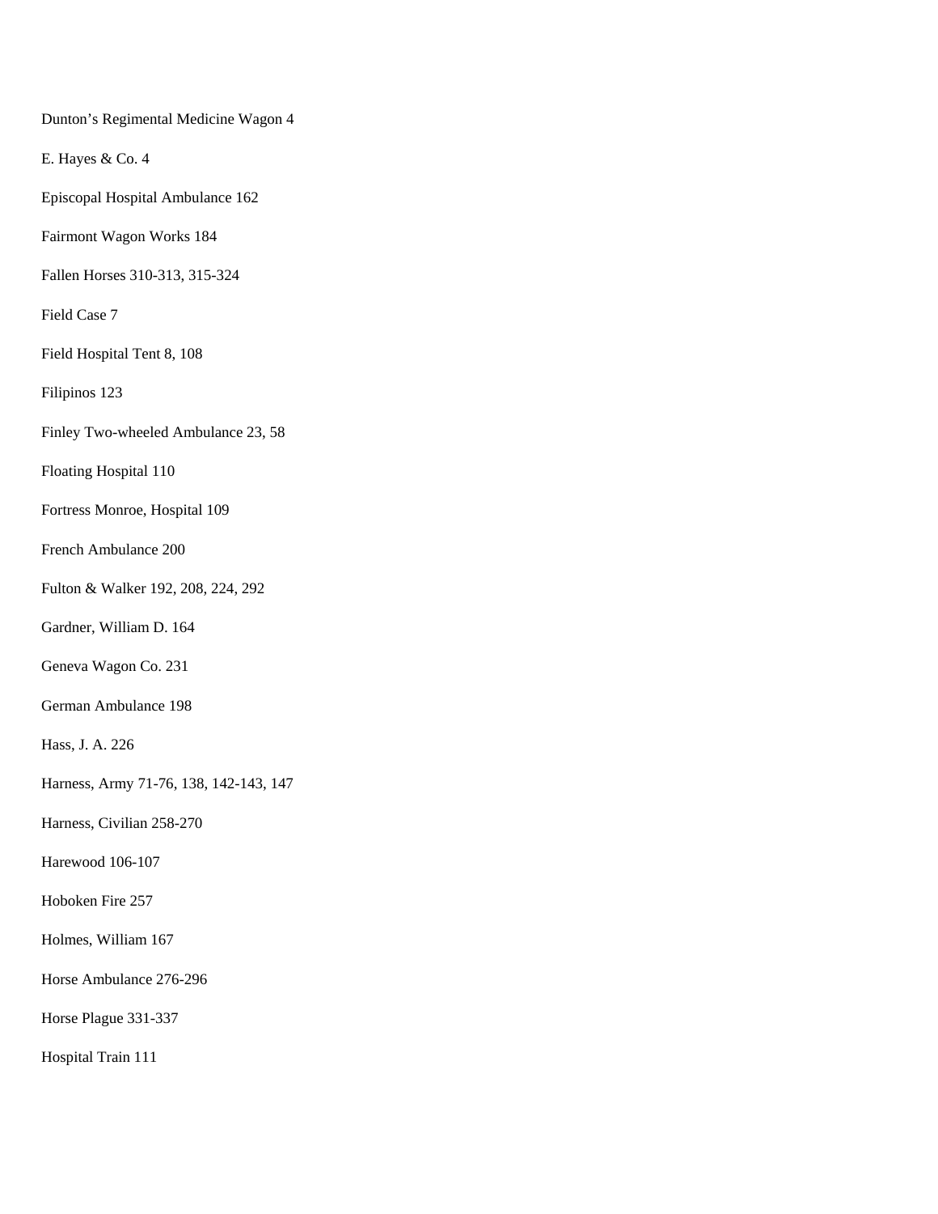Dunton's Regimental Medicine Wagon 4

E. Hayes & Co. 4

Episcopal Hospital Ambulance 162

Fairmont Wagon Works 184

Fallen Horses 310-313, 315-324

Field Case 7

Field Hospital Tent 8, 108

Filipinos 123

Finley Two-wheeled Ambulance 23, 58

Floating Hospital 110

Fortress Monroe, Hospital 109

French Ambulance 200

Fulton & Walker 192, 208, 224, 292

Gardner, William D. 164

Geneva Wagon Co. 231

German Ambulance 198

Hass, J. A. 226

Harness, Army 71-76, 138, 142-143, 147

Harness, Civilian 258-270

Harewood 106-107

Hoboken Fire 257

Holmes, William 167

Horse Ambulance 276-296

Horse Plague 331-337

Hospital Train 111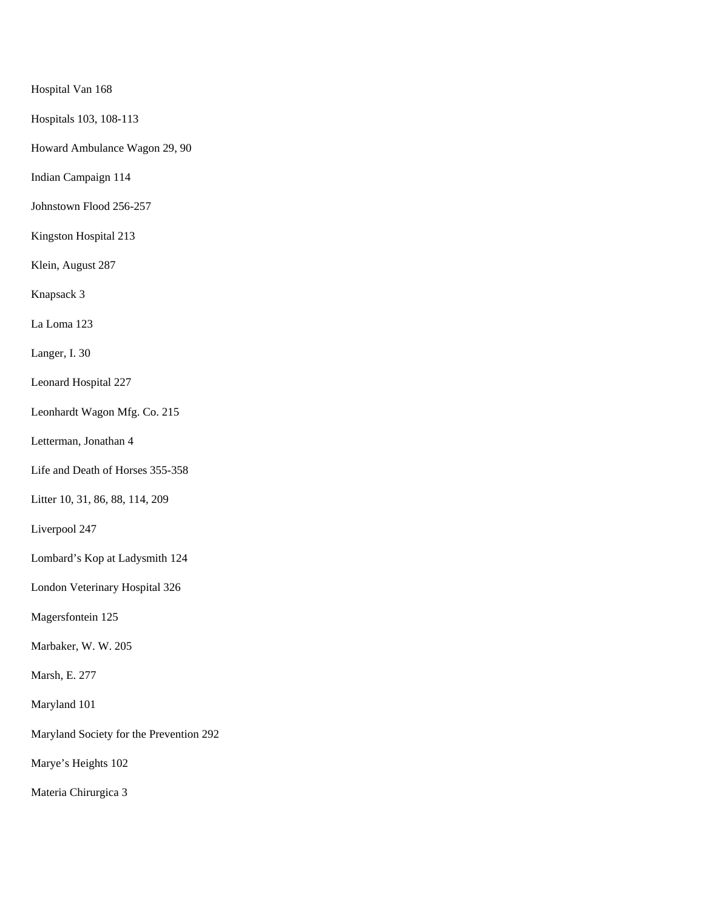Hospital Van 168

Hospitals 103, 108-113

Howard Ambulance Wagon 29, 90

Indian Campaign 114

Johnstown Flood 256-257

Kingston Hospital 213

Klein, August 287

Knapsack 3

La Loma 123

Langer, I. 30

Leonard Hospital 227

Leonhardt Wagon Mfg. Co. 215

Letterman, Jonathan 4

Life and Death of Horses 355-358

Litter 10, 31, 86, 88, 114, 209

Liverpool 247

Lombard’s Kop at Ladysmith 124

London Veterinary Hospital 326

Magersfontein 125

Marbaker, W. W. 205

Marsh, E. 277

Maryland 101

Maryland Society for the Prevention 292

Marye’s Heights 102

Materia Chirurgica 3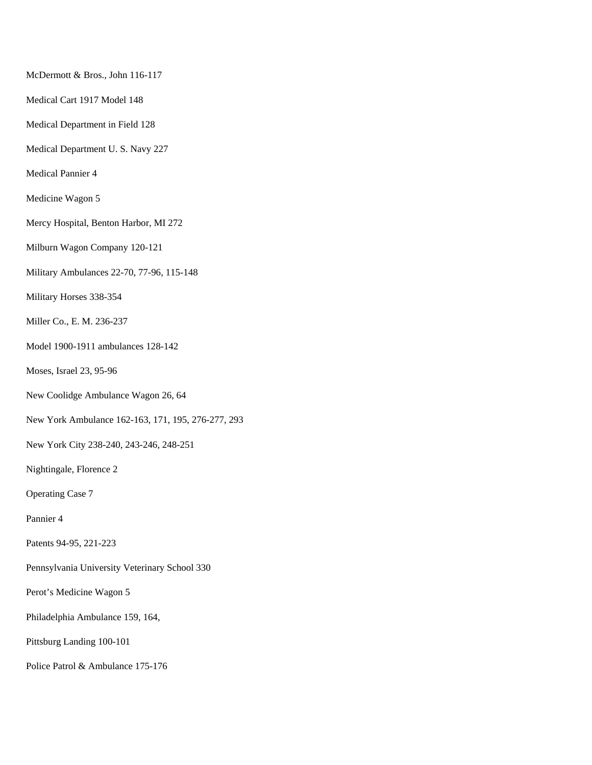McDermott & Bros., John 116-117

Medical Cart 1917 Model 148

Medical Department in Field 128

Medical Department U. S. Navy 227

Medical Pannier 4

Medicine Wagon 5

Mercy Hospital, Benton Harbor, MI 272

Milburn Wagon Company 120-121

Military Ambulances 22-70, 77-96, 115-148

Military Horses 338-354

Miller Co., E. M. 236-237

Model 1900-1911 ambulances 128-142

Moses, Israel 23, 95-96

New Coolidge Ambulance Wagon 26, 64

New York Ambulance 162-163, 171, 195, 276-277, 293

New York City 238-240, 243-246, 248-251

Nightingale, Florence 2

Operating Case 7

Pannier 4

Patents 94-95, 221-223

Pennsylvania University Veterinary School 330

Perot’s Medicine Wagon 5

Philadelphia Ambulance 159, 164,

Pittsburg Landing 100-101

Police Patrol & Ambulance 175-176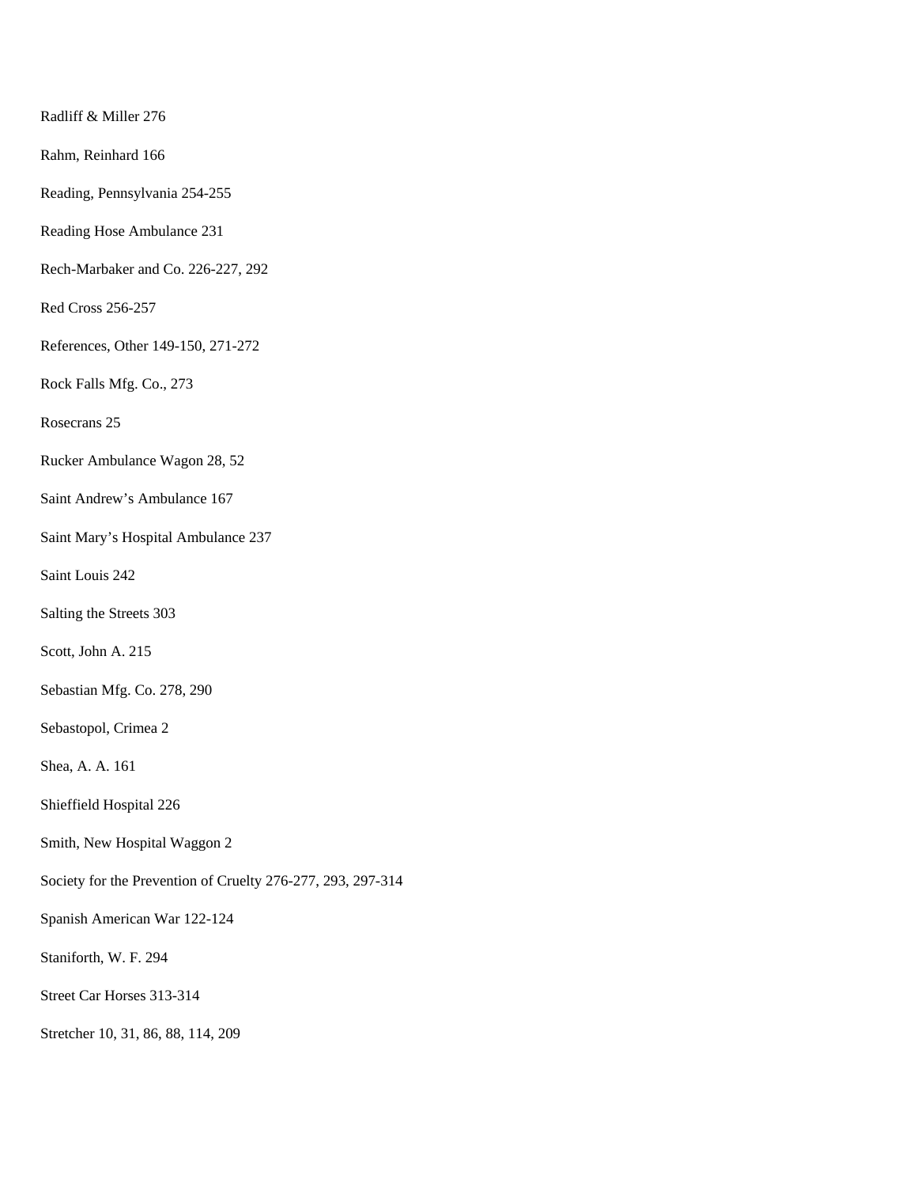Radliff & Miller 276

Rahm, Reinhard 166

Reading, Pennsylvania 254-255

Reading Hose Ambulance 231

Rech-Marbaker and Co. 226-227, 292

Red Cross 256-257

References, Other 149-150, 271-272

Rock Falls Mfg. Co., 273

Rosecrans 25

Rucker Ambulance Wagon 28, 52

Saint Andrew's Ambulance 167

Saint Mary's Hospital Ambulance 237

Saint Louis 242

Salting the Streets 303

Scott, John A. 215

Sebastian Mfg. Co. 278, 290

Sebastopol, Crimea 2

Shea, A. A. 161

Shieffield Hospital 226

Smith, New Hospital Waggon 2

Society for the Prevention of Cruelty 276-277, 293, 297-314

Spanish American War 122-124

Staniforth, W. F. 294

Street Car Horses 313-314

Stretcher 10, 31, 86, 88, 114, 209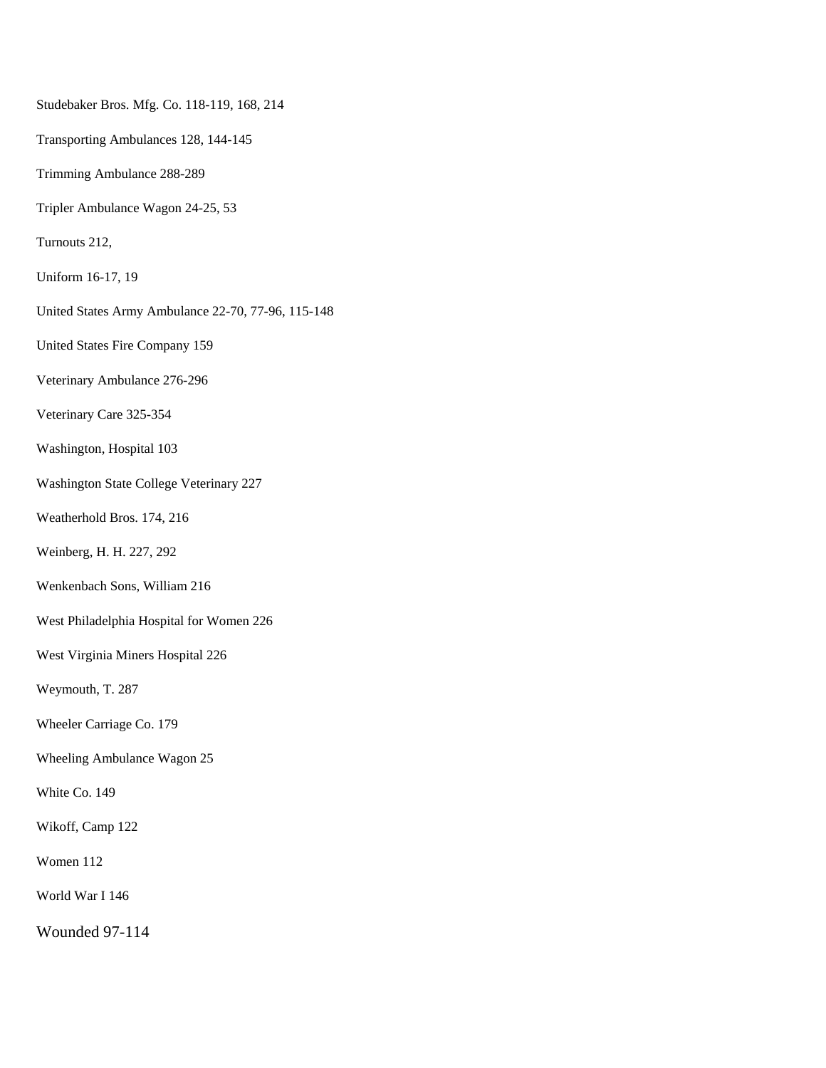Studebaker Bros. Mfg. Co. 118-119, 168, 214

Transporting Ambulances 128, 144-145

Trimming Ambulance 288-289

Tripler Ambulance Wagon 24-25, 53

Turnouts 212,

Uniform 16-17, 19

United States Army Ambulance 22-70, 77-96, 115-148

United States Fire Company 159

Veterinary Ambulance 276-296

Veterinary Care 325-354

Washington, Hospital 103

Washington State College Veterinary 227

Weatherhold Bros. 174, 216

Weinberg, H. H. 227, 292

Wenkenbach Sons, William 216

West Philadelphia Hospital for Women 226

West Virginia Miners Hospital 226

Weymouth, T. 287

Wheeler Carriage Co. 179

Wheeling Ambulance Wagon 25

White Co. 149

Wikoff, Camp 122

Women 112

World War I 146

Wounded 97-114